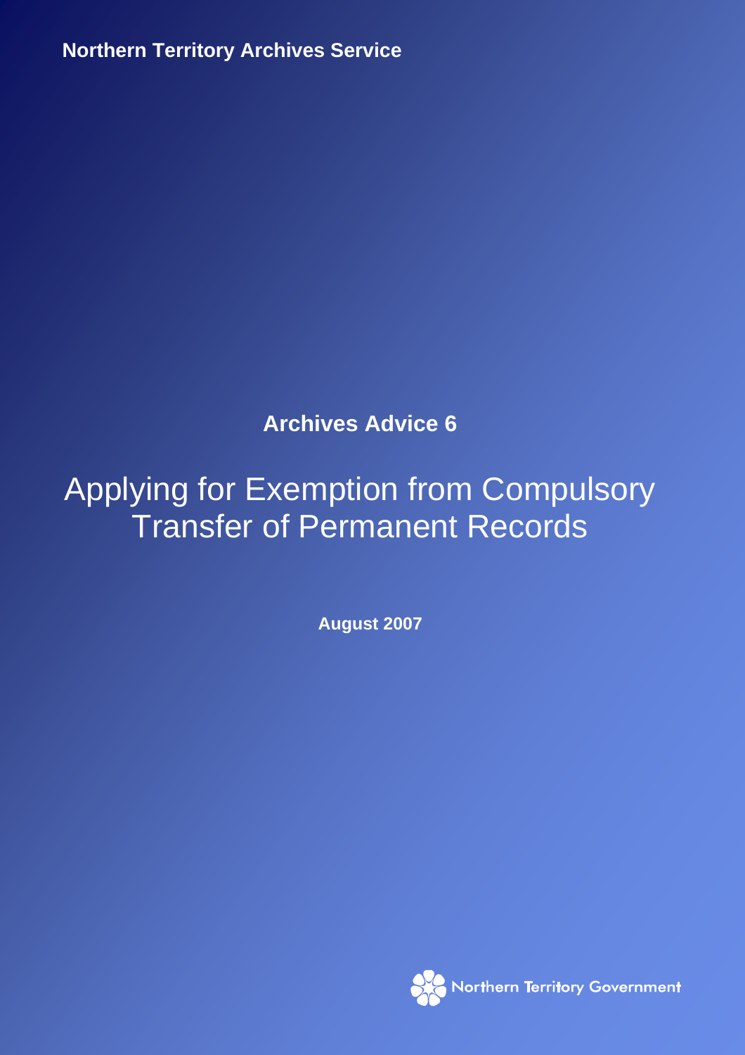Northern Territory Archives Service

**Archives Advice 6**

# Applying for Exemption from Compulsory Transfer of Permanent Records

**August 2007**

Northern Territory Government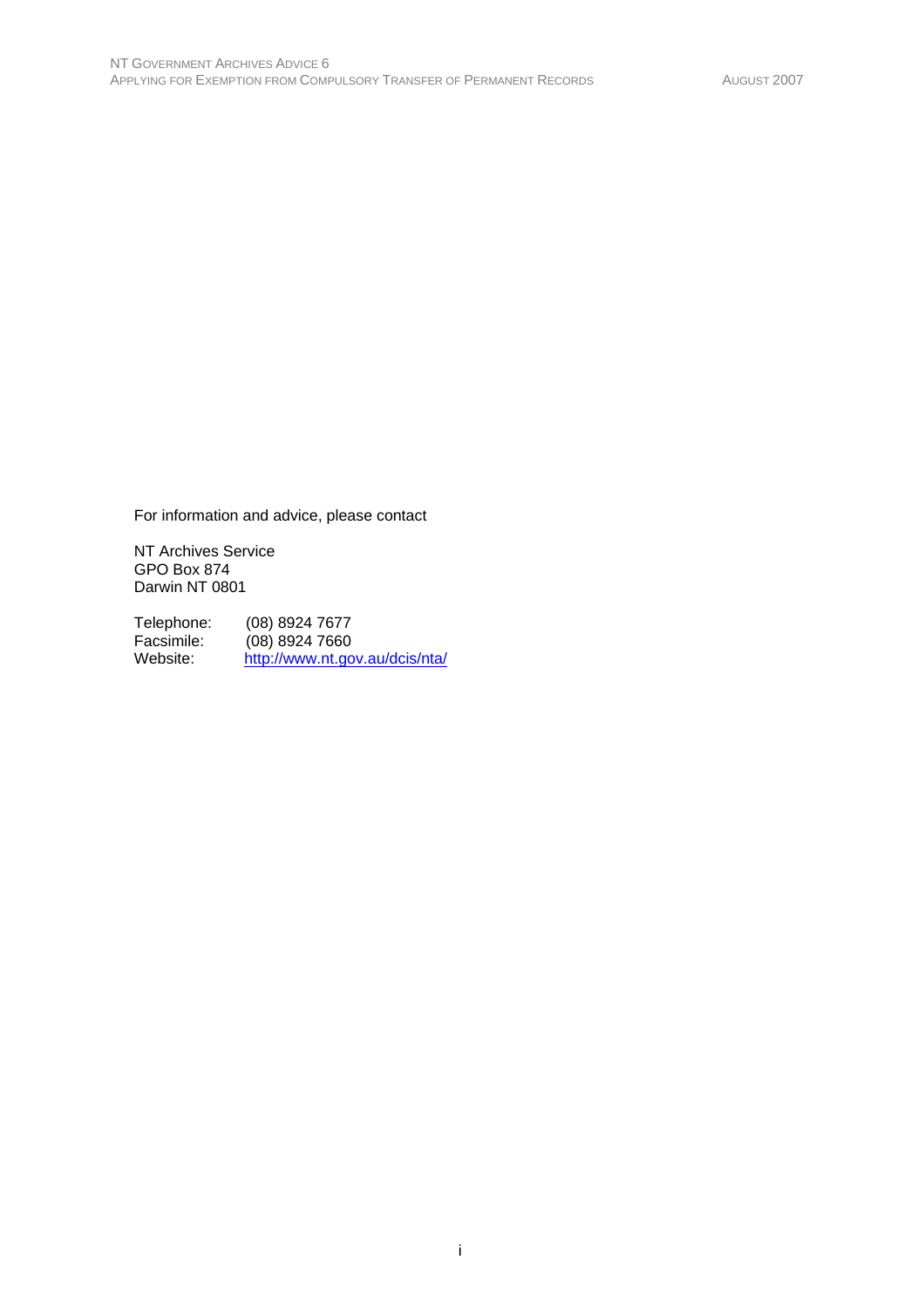For information and advice, please contact

NT Archives Service
GPO Box 874
Darwin NT 0801

Telephone: (08) 8924 7677
Facsimile: (08) 8924 7660
Website: http://www.nt.gov.au/dcis/nta/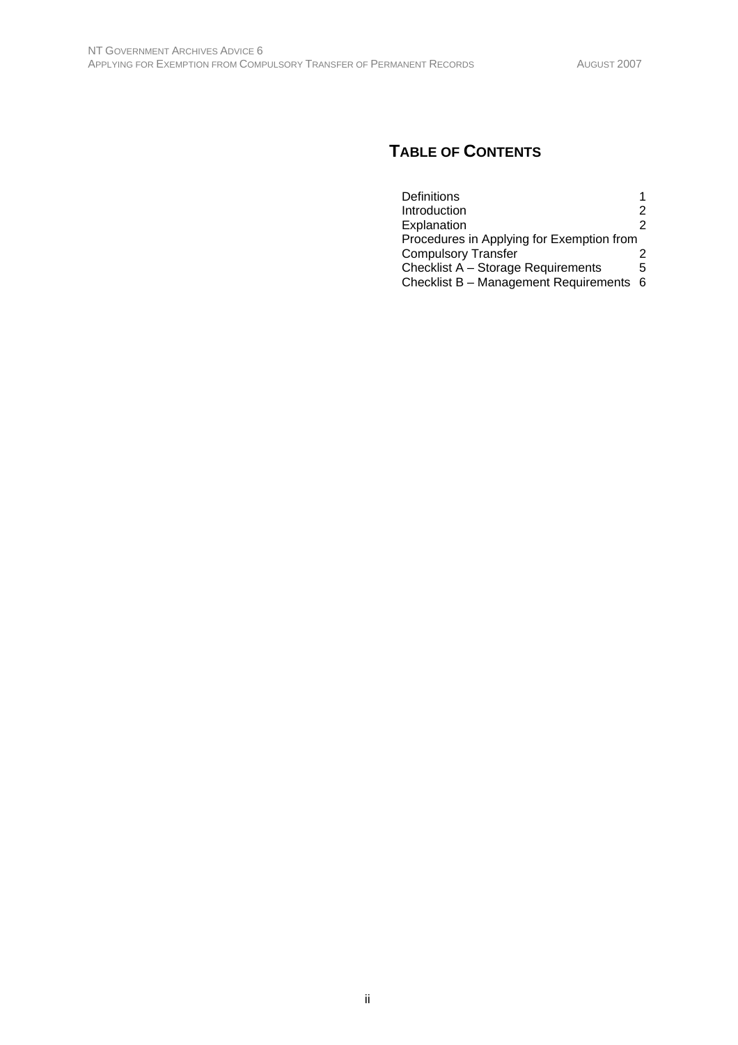## TABLE OF CONTENTS

| | |
|---|---|
| Definitions | 1 |
| Introduction | 2 |
| Explanation | 2 |
| Procedures in Applying for Exemption from Compulsory Transfer | 2 |
| Checklist A – Storage Requirements | 5 |
| Checklist B – Management Requirements | 6 |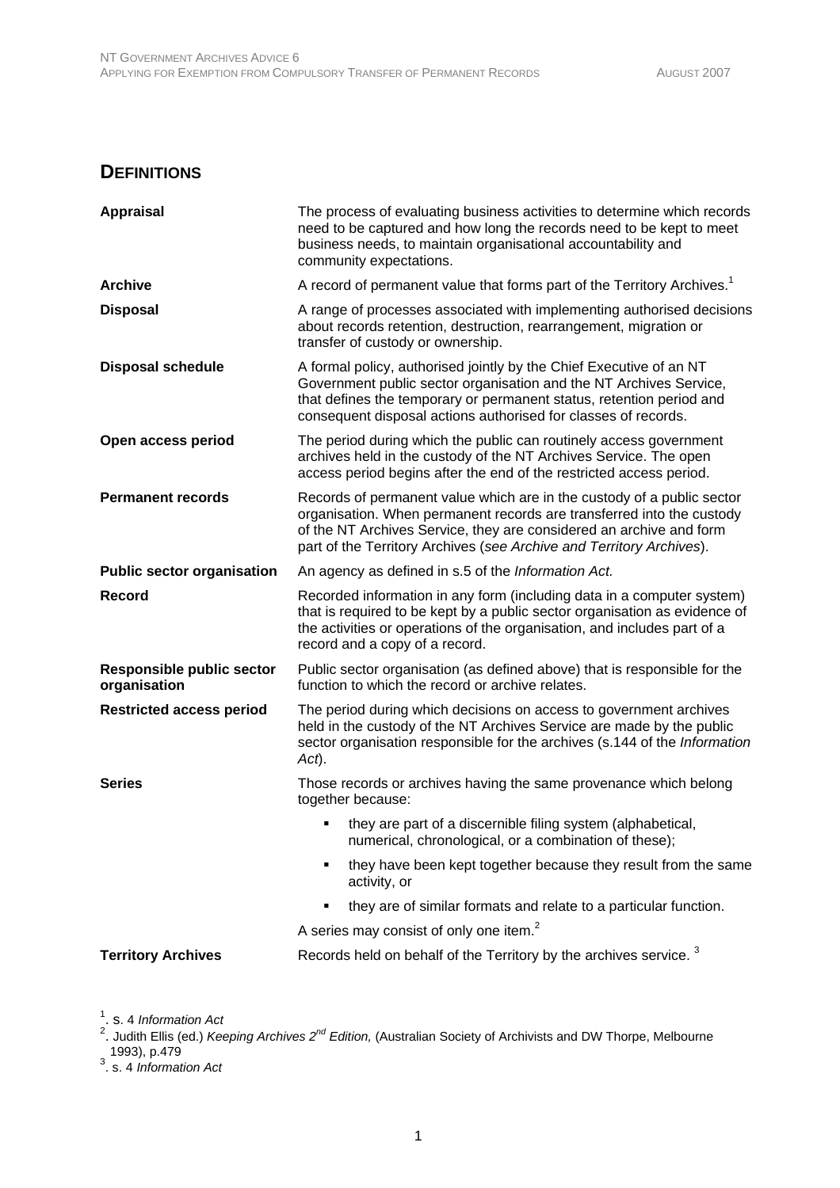## DEFINITIONS

| | |
|---|---|
| **Appraisal** | The process of evaluating business activities to determine which records need to be captured and how long the records need to be kept to meet business needs, to maintain organisational accountability and community expectations. |
| **Archive** | A record of permanent value that forms part of the Territory Archives.[1] |
| **Disposal** | A range of processes associated with implementing authorised decisions about records retention, destruction, rearrangement, migration or transfer of custody or ownership. |
| **Disposal schedule** | A formal policy, authorised jointly by the Chief Executive of an NT Government public sector organisation and the NT Archives Service, that defines the temporary or permanent status, retention period and consequent disposal actions authorised for classes of records. |
| **Open access period** | The period during which the public can routinely access government archives held in the custody of the NT Archives Service. The open access period begins after the end of the restricted access period. |
| **Permanent records** | Records of permanent value which are in the custody of a public sector organisation. When permanent records are transferred into the custody of the NT Archives Service, they are considered an archive and form part of the Territory Archives (*see Archive and Territory Archives*). |
| **Public sector organisation** | An agency as defined in s.5 of the *Information Act.* |
| **Record** | Recorded information in any form (including data in a computer system) that is required to be kept by a public sector organisation as evidence of the activities or operations of the organisation, and includes part of a record and a copy of a record. |
| **Responsible public sector organisation** | Public sector organisation (as defined above) that is responsible for the function to which the record or archive relates. |
| **Restricted access period** | The period during which decisions on access to government archives held in the custody of the NT Archives Service are made by the public sector organisation responsible for the archives (s.144 of the *Information Act*). |
| **Series** | Those records or archives having the same provenance which belong together because:<br>▪ they are part of a discernible filing system (alphabetical, numerical, chronological, or a combination of these);<br>▪ they have been kept together because they result from the same activity, or<br>▪ they are of similar formats and relate to a particular function.<br>A series may consist of only one item.[2] |
| **Territory Archives** | Records held on behalf of the Territory by the archives service.[3] |

[1]. s. 4 *Information Act*

[2]. Judith Ellis (ed.) *Keeping Archives 2nd Edition,* (Australian Society of Archivists and DW Thorpe, Melbourne 1993), p.479

[3]. s. 4 *Information Act*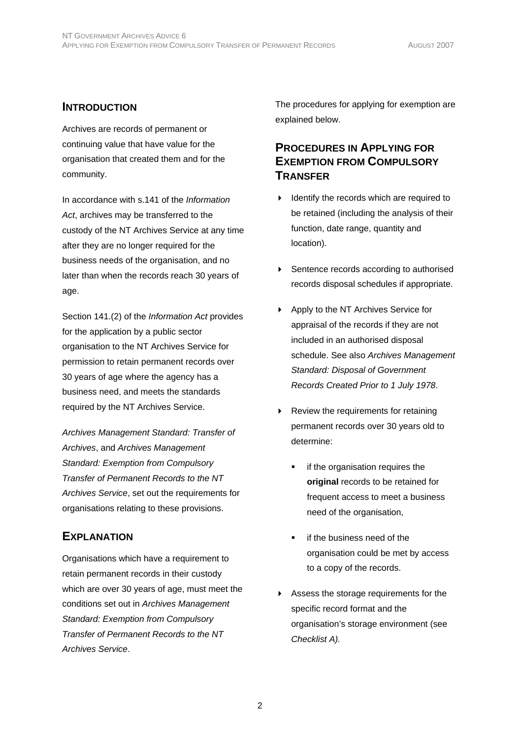## Introduction

Archives are records of permanent or continuing value that have value for the organisation that created them and for the community.

In accordance with s.141 of the *Information Act*, archives may be transferred to the custody of the NT Archives Service at any time after they are no longer required for the business needs of the organisation, and no later than when the records reach 30 years of age.

Section 141.(2) of the *Information Act* provides for the application by a public sector organisation to the NT Archives Service for permission to retain permanent records over 30 years of age where the agency has a business need, and meets the standards required by the NT Archives Service.

*Archives Management Standard: Transfer of Archives*, and *Archives Management Standard: Exemption from Compulsory Transfer of Permanent Records to the NT Archives Service*, set out the requirements for organisations relating to these provisions.

## Explanation

Organisations which have a requirement to retain permanent records in their custody which are over 30 years of age, must meet the conditions set out in *Archives Management Standard: Exemption from Compulsory Transfer of Permanent Records to the NT Archives Service*.

The procedures for applying for exemption are explained below.

## Procedures in Applying for Exemption from Compulsory Transfer

- Identify the records which are required to be retained (including the analysis of their function, date range, quantity and location).
- Sentence records according to authorised records disposal schedules if appropriate.
- Apply to the NT Archives Service for appraisal of the records if they are not included in an authorised disposal schedule. See also *Archives Management Standard: Disposal of Government Records Created Prior to 1 July 1978*.
- Review the requirements for retaining permanent records over 30 years old to determine:
  - if the organisation requires the **original** records to be retained for frequent access to meet a business need of the organisation,
  - if the business need of the organisation could be met by access to a copy of the records.
- Assess the storage requirements for the specific record format and the organisation's storage environment (see *Checklist A).*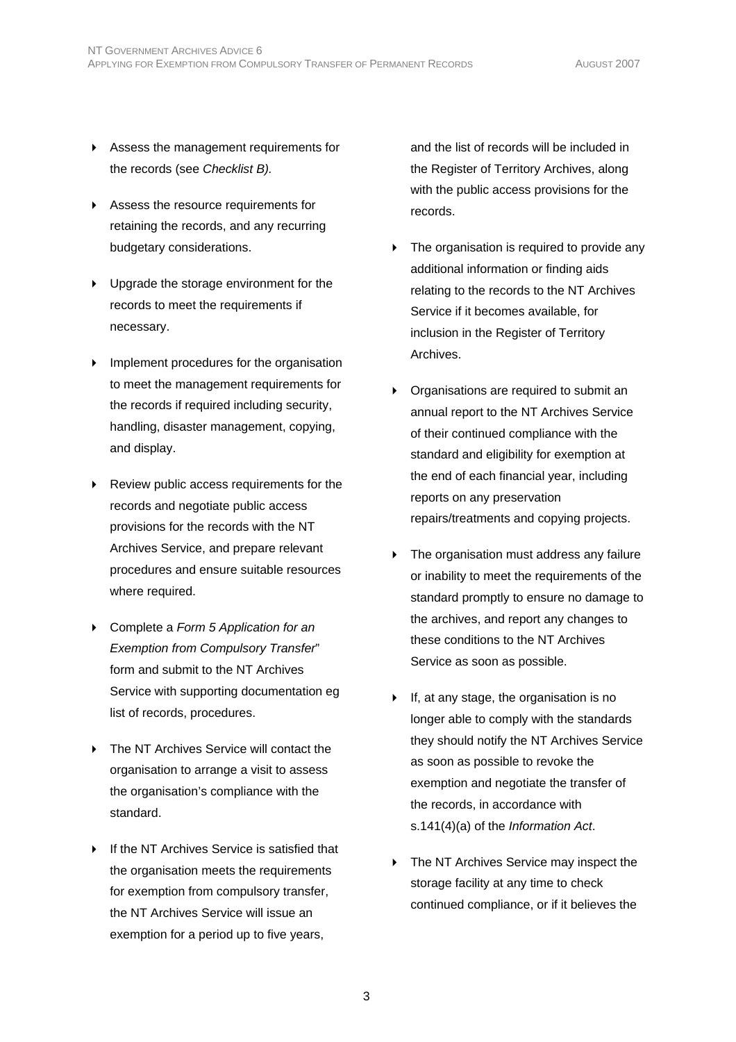- Assess the management requirements for the records (see *Checklist B).*
- Assess the resource requirements for retaining the records, and any recurring budgetary considerations.
- Upgrade the storage environment for the records to meet the requirements if necessary.
- Implement procedures for the organisation to meet the management requirements for the records if required including security, handling, disaster management, copying, and display.
- Review public access requirements for the records and negotiate public access provisions for the records with the NT Archives Service, and prepare relevant procedures and ensure suitable resources where required.
- Complete a *Form 5 Application for an Exemption from Compulsory Transfer*" form and submit to the NT Archives Service with supporting documentation eg list of records, procedures.
- The NT Archives Service will contact the organisation to arrange a visit to assess the organisation's compliance with the standard.
- If the NT Archives Service is satisfied that the organisation meets the requirements for exemption from compulsory transfer, the NT Archives Service will issue an exemption for a period up to five years, and the list of records will be included in the Register of Territory Archives, along with the public access provisions for the records.
- The organisation is required to provide any additional information or finding aids relating to the records to the NT Archives Service if it becomes available, for inclusion in the Register of Territory Archives.
- Organisations are required to submit an annual report to the NT Archives Service of their continued compliance with the standard and eligibility for exemption at the end of each financial year, including reports on any preservation repairs/treatments and copying projects.
- The organisation must address any failure or inability to meet the requirements of the standard promptly to ensure no damage to the archives, and report any changes to these conditions to the NT Archives Service as soon as possible.
- If, at any stage, the organisation is no longer able to comply with the standards they should notify the NT Archives Service as soon as possible to revoke the exemption and negotiate the transfer of the records, in accordance with s.141(4)(a) of the *Information Act*.
- The NT Archives Service may inspect the storage facility at any time to check continued compliance, or if it believes the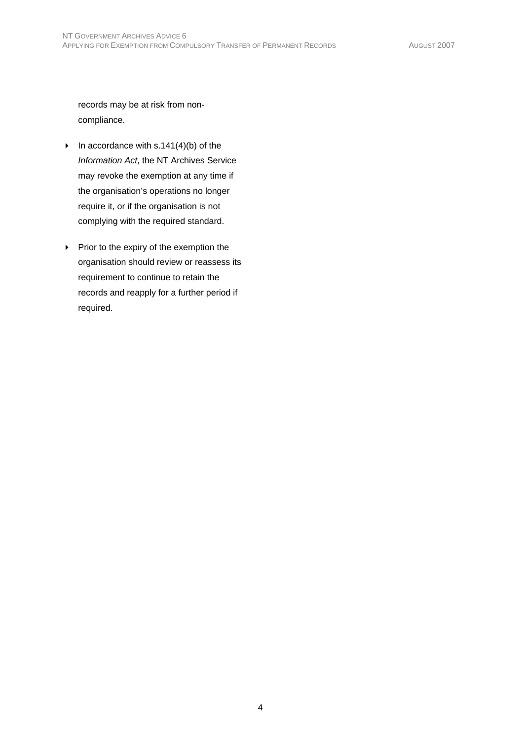records may be at risk from non-compliance.

- In accordance with s.141(4)(b) of the *Information Act*, the NT Archives Service may revoke the exemption at any time if the organisation's operations no longer require it, or if the organisation is not complying with the required standard.
- Prior to the expiry of the exemption the organisation should review or reassess its requirement to continue to retain the records and reapply for a further period if required.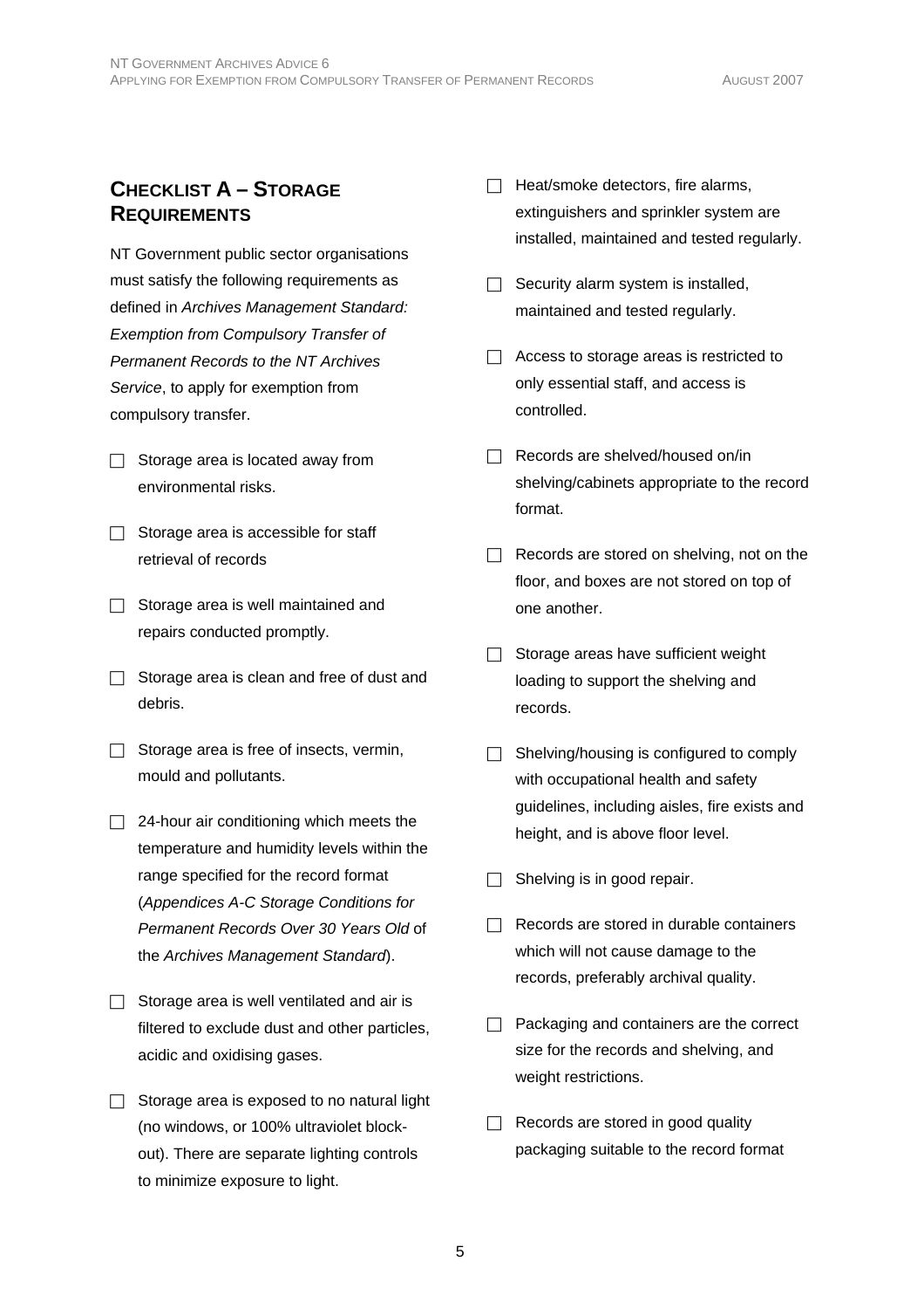## CHECKLIST A – STORAGE REQUIREMENTS

NT Government public sector organisations must satisfy the following requirements as defined in *Archives Management Standard: Exemption from Compulsory Transfer of Permanent Records to the NT Archives Service*, to apply for exemption from compulsory transfer.

- [ ] Storage area is located away from environmental risks.
- [ ] Storage area is accessible for staff retrieval of records
- [ ] Storage area is well maintained and repairs conducted promptly.
- [ ] Storage area is clean and free of dust and debris.
- [ ] Storage area is free of insects, vermin, mould and pollutants.
- [ ] 24-hour air conditioning which meets the temperature and humidity levels within the range specified for the record format (*Appendices A-C Storage Conditions for Permanent Records Over 30 Years Old* of the *Archives Management Standard*).
- [ ] Storage area is well ventilated and air is filtered to exclude dust and other particles, acidic and oxidising gases.
- [ ] Storage area is exposed to no natural light (no windows, or 100% ultraviolet block-out). There are separate lighting controls to minimize exposure to light.
- [ ] Heat/smoke detectors, fire alarms, extinguishers and sprinkler system are installed, maintained and tested regularly.
- [ ] Security alarm system is installed, maintained and tested regularly.
- [ ] Access to storage areas is restricted to only essential staff, and access is controlled.
- [ ] Records are shelved/housed on/in shelving/cabinets appropriate to the record format.
- [ ] Records are stored on shelving, not on the floor, and boxes are not stored on top of one another.
- [ ] Storage areas have sufficient weight loading to support the shelving and records.
- [ ] Shelving/housing is configured to comply with occupational health and safety guidelines, including aisles, fire exists and height, and is above floor level.
- [ ] Shelving is in good repair.
- [ ] Records are stored in durable containers which will not cause damage to the records, preferably archival quality.
- [ ] Packaging and containers are the correct size for the records and shelving, and weight restrictions.
- [ ] Records are stored in good quality packaging suitable to the record format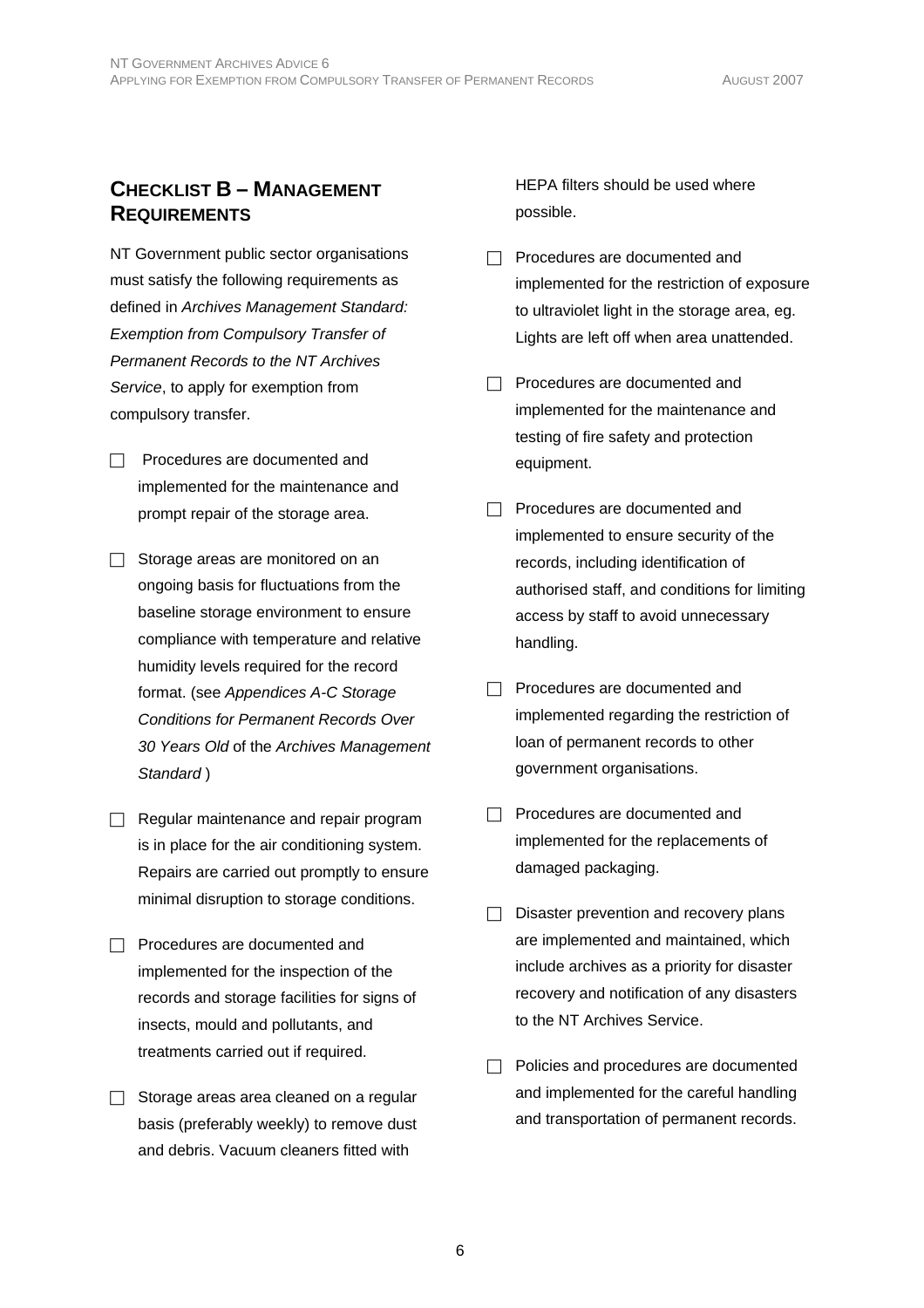## Checklist B – Management Requirements

NT Government public sector organisations must satisfy the following requirements as defined in *Archives Management Standard: Exemption from Compulsory Transfer of Permanent Records to the NT Archives Service*, to apply for exemption from compulsory transfer.

- ☐ Procedures are documented and implemented for the maintenance and prompt repair of the storage area.
- ☐ Storage areas are monitored on an ongoing basis for fluctuations from the baseline storage environment to ensure compliance with temperature and relative humidity levels required for the record format. (see *Appendices A-C Storage Conditions for Permanent Records Over 30 Years Old* of the *Archives Management Standard* )
- ☐ Regular maintenance and repair program is in place for the air conditioning system. Repairs are carried out promptly to ensure minimal disruption to storage conditions.
- ☐ Procedures are documented and implemented for the inspection of the records and storage facilities for signs of insects, mould and pollutants, and treatments carried out if required.
- ☐ Storage areas area cleaned on a regular basis (preferably weekly) to remove dust and debris. Vacuum cleaners fitted with HEPA filters should be used where possible.
- ☐ Procedures are documented and implemented for the restriction of exposure to ultraviolet light in the storage area, eg. Lights are left off when area unattended.
- ☐ Procedures are documented and implemented for the maintenance and testing of fire safety and protection equipment.
- ☐ Procedures are documented and implemented to ensure security of the records, including identification of authorised staff, and conditions for limiting access by staff to avoid unnecessary handling.
- ☐ Procedures are documented and implemented regarding the restriction of loan of permanent records to other government organisations.
- ☐ Procedures are documented and implemented for the replacements of damaged packaging.
- ☐ Disaster prevention and recovery plans are implemented and maintained, which include archives as a priority for disaster recovery and notification of any disasters to the NT Archives Service.
- ☐ Policies and procedures are documented and implemented for the careful handling and transportation of permanent records.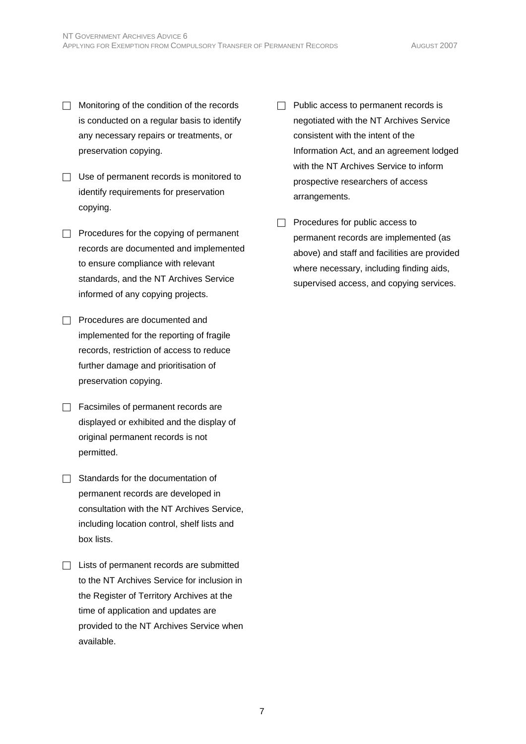- [ ] Monitoring of the condition of the records is conducted on a regular basis to identify any necessary repairs or treatments, or preservation copying.

- [ ] Use of permanent records is monitored to identify requirements for preservation copying.

- [ ] Procedures for the copying of permanent records are documented and implemented to ensure compliance with relevant standards, and the NT Archives Service informed of any copying projects.

- [ ] Procedures are documented and implemented for the reporting of fragile records, restriction of access to reduce further damage and prioritisation of preservation copying.

- [ ] Facsimiles of permanent records are displayed or exhibited and the display of original permanent records is not permitted.

- [ ] Standards for the documentation of permanent records are developed in consultation with the NT Archives Service, including location control, shelf lists and box lists.

- [ ] Lists of permanent records are submitted to the NT Archives Service for inclusion in the Register of Territory Archives at the time of application and updates are provided to the NT Archives Service when available.

- [ ] Public access to permanent records is negotiated with the NT Archives Service consistent with the intent of the Information Act, and an agreement lodged with the NT Archives Service to inform prospective researchers of access arrangements.

- [ ] Procedures for public access to permanent records are implemented (as above) and staff and facilities are provided where necessary, including finding aids, supervised access, and copying services.